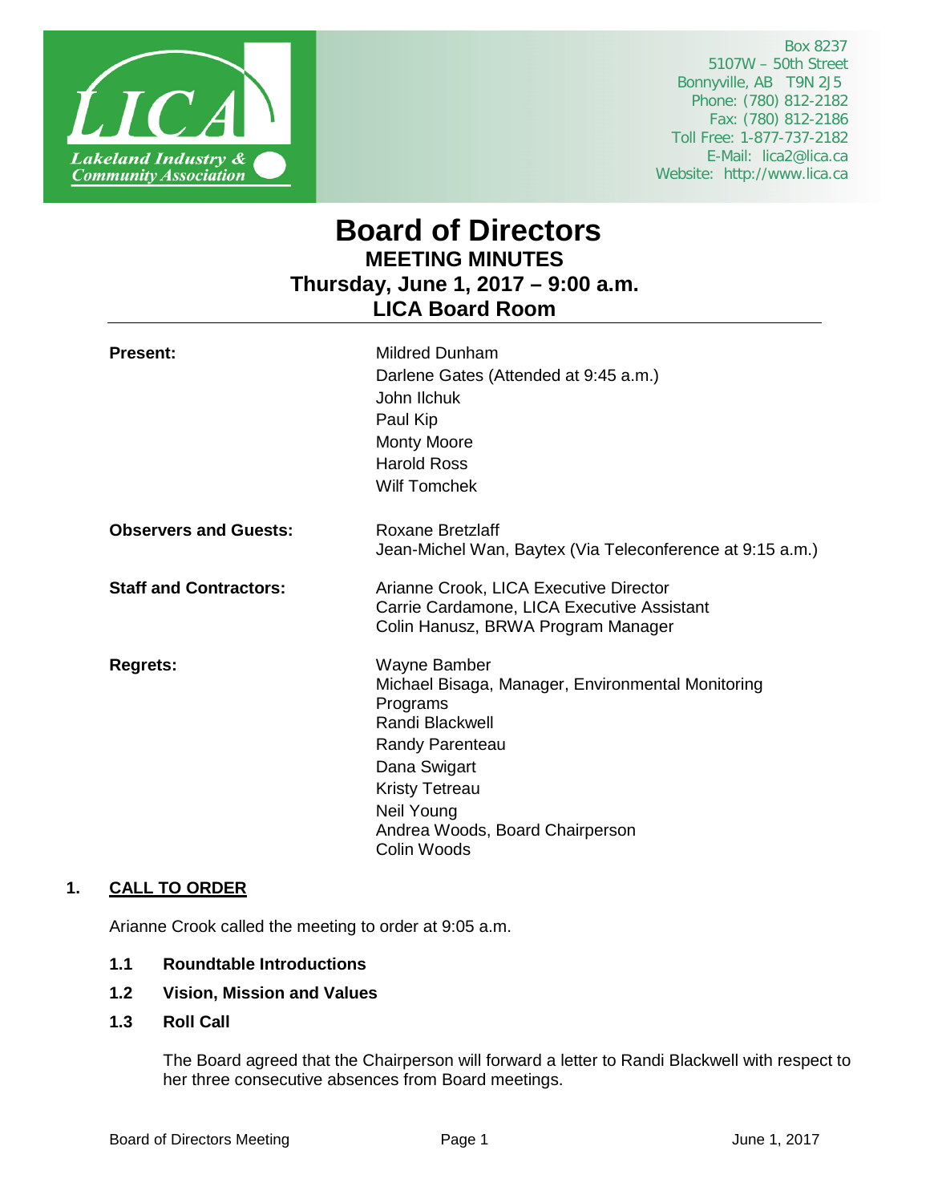Lakeland Industry & Community Association

Box 8237
5107W – 50th Street
Bonnyville, AB T9N 2J5
Phone: (780) 812-2182
Fax: (780) 812-2186
Toll Free: 1-877-737-2182
E-Mail: lica2@lica.ca
Website: http://www.lica.ca

# Board of Directors
## MEETING MINUTES
## Thursday, June 1, 2017 – 9:00 a.m.
## LICA Board Room

| | |
|---|---|
| **Present:** | Mildred Dunham<br>Darlene Gates (Attended at 9:45 a.m.)<br>John Ilchuk<br>Paul Kip<br>Monty Moore<br>Harold Ross<br>Wilf Tomchek |
| **Observers and Guests:** | Roxane Bretzlaff<br>Jean-Michel Wan, Baytex (Via Teleconference at 9:15 a.m.) |
| **Staff and Contractors:** | Arianne Crook, LICA Executive Director<br>Carrie Cardamone, LICA Executive Assistant<br>Colin Hanusz, BRWA Program Manager |
| **Regrets:** | Wayne Bamber<br>Michael Bisaga, Manager, Environmental Monitoring Programs<br>Randi Blackwell<br>Randy Parenteau<br>Dana Swigart<br>Kristy Tetreau<br>Neil Young<br>Andrea Woods, Board Chairperson<br>Colin Woods |

## 1. CALL TO ORDER

Arianne Crook called the meeting to order at 9:05 a.m.

### 1.1 Roundtable Introductions

### 1.2 Vision, Mission and Values

### 1.3 Roll Call

The Board agreed that the Chairperson will forward a letter to Randi Blackwell with respect to her three consecutive absences from Board meetings.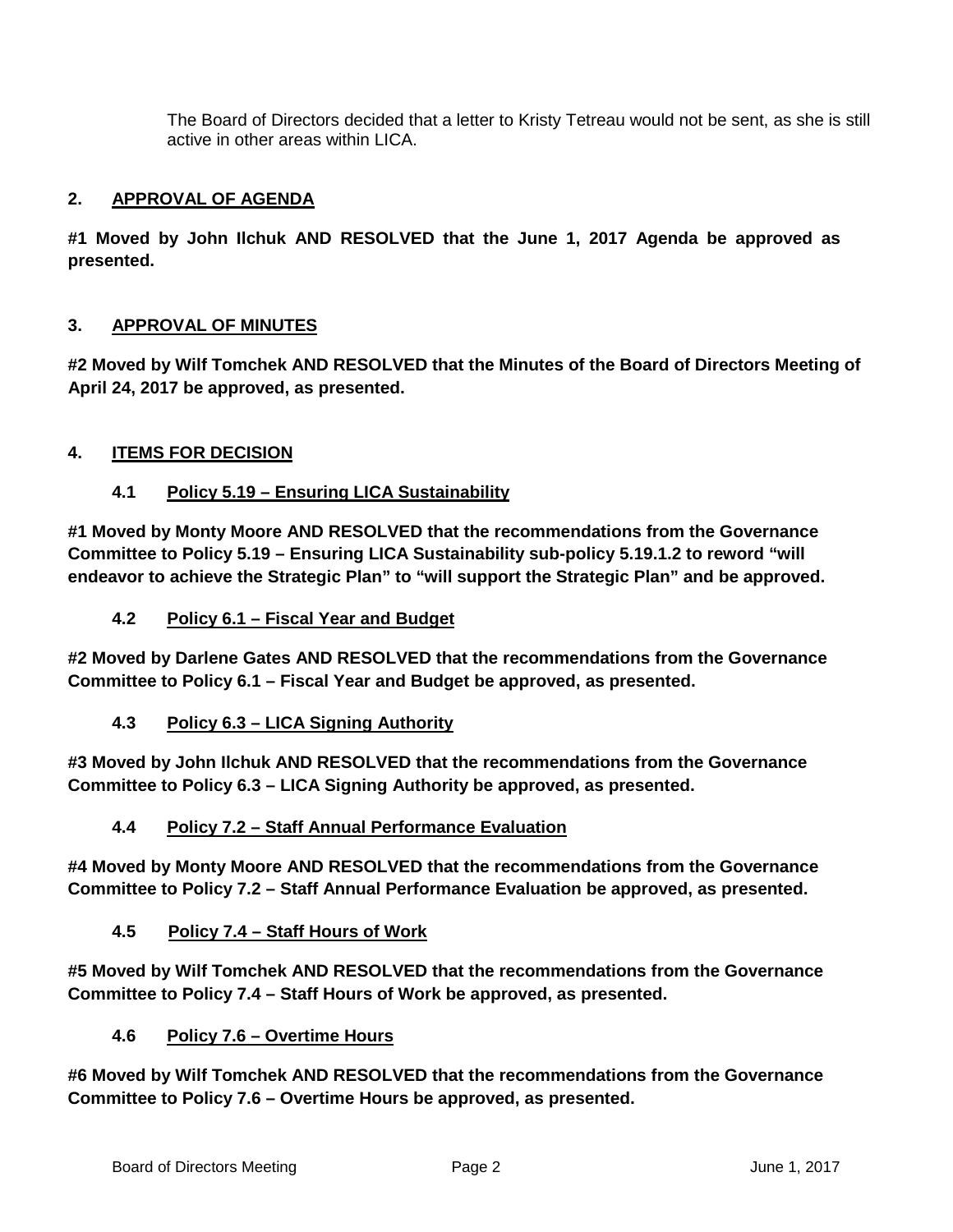The Board of Directors decided that a letter to Kristy Tetreau would not be sent, as she is still active in other areas within LICA.

## 2. APPROVAL OF AGENDA

**#1 Moved by John Ilchuk AND RESOLVED that the June 1, 2017 Agenda be approved as presented.**

## 3. APPROVAL OF MINUTES

**#2 Moved by Wilf Tomchek AND RESOLVED that the Minutes of the Board of Directors Meeting of April 24, 2017 be approved, as presented.**

## 4. ITEMS FOR DECISION

### 4.1 Policy 5.19 – Ensuring LICA Sustainability

**#1 Moved by Monty Moore AND RESOLVED that the recommendations from the Governance Committee to Policy 5.19 – Ensuring LICA Sustainability sub-policy 5.19.1.2 to reword "will endeavor to achieve the Strategic Plan" to "will support the Strategic Plan" and be approved.**

### 4.2 Policy 6.1 – Fiscal Year and Budget

**#2 Moved by Darlene Gates AND RESOLVED that the recommendations from the Governance Committee to Policy 6.1 – Fiscal Year and Budget be approved, as presented.**

### 4.3 Policy 6.3 – LICA Signing Authority

**#3 Moved by John Ilchuk AND RESOLVED that the recommendations from the Governance Committee to Policy 6.3 – LICA Signing Authority be approved, as presented.**

### 4.4 Policy 7.2 – Staff Annual Performance Evaluation

**#4 Moved by Monty Moore AND RESOLVED that the recommendations from the Governance Committee to Policy 7.2 – Staff Annual Performance Evaluation be approved, as presented.**

### 4.5 Policy 7.4 – Staff Hours of Work

**#5 Moved by Wilf Tomchek AND RESOLVED that the recommendations from the Governance Committee to Policy 7.4 – Staff Hours of Work be approved, as presented.**

### 4.6 Policy 7.6 – Overtime Hours

**#6 Moved by Wilf Tomchek AND RESOLVED that the recommendations from the Governance Committee to Policy 7.6 – Overtime Hours be approved, as presented.**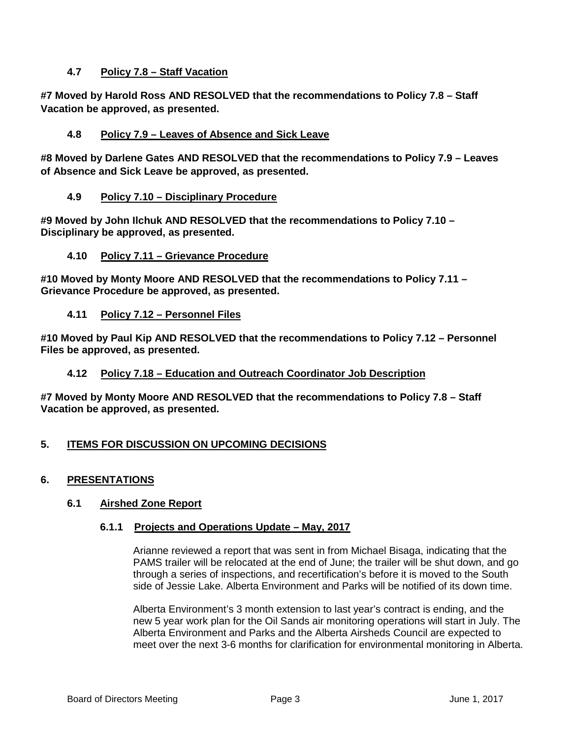### 4.7 Policy 7.8 – Staff Vacation

**#7 Moved by Harold Ross AND RESOLVED that the recommendations to Policy 7.8 – Staff Vacation be approved, as presented.**

### 4.8 Policy 7.9 – Leaves of Absence and Sick Leave

**#8 Moved by Darlene Gates AND RESOLVED that the recommendations to Policy 7.9 – Leaves of Absence and Sick Leave be approved, as presented.**

### 4.9 Policy 7.10 – Disciplinary Procedure

**#9 Moved by John Ilchuk AND RESOLVED that the recommendations to Policy 7.10 – Disciplinary be approved, as presented.**

### 4.10 Policy 7.11 – Grievance Procedure

**#10 Moved by Monty Moore AND RESOLVED that the recommendations to Policy 7.11 – Grievance Procedure be approved, as presented.**

### 4.11 Policy 7.12 – Personnel Files

**#10 Moved by Paul Kip AND RESOLVED that the recommendations to Policy 7.12 – Personnel Files be approved, as presented.**

### 4.12 Policy 7.18 – Education and Outreach Coordinator Job Description

**#7 Moved by Monty Moore AND RESOLVED that the recommendations to Policy 7.8 – Staff Vacation be approved, as presented.**

## 5. ITEMS FOR DISCUSSION ON UPCOMING DECISIONS

## 6. PRESENTATIONS

### 6.1 Airshed Zone Report

#### 6.1.1 Projects and Operations Update – May, 2017

Arianne reviewed a report that was sent in from Michael Bisaga, indicating that the PAMS trailer will be relocated at the end of June; the trailer will be shut down, and go through a series of inspections, and recertification's before it is moved to the South side of Jessie Lake. Alberta Environment and Parks will be notified of its down time.

Alberta Environment's 3 month extension to last year's contract is ending, and the new 5 year work plan for the Oil Sands air monitoring operations will start in July. The Alberta Environment and Parks and the Alberta Airsheds Council are expected to meet over the next 3-6 months for clarification for environmental monitoring in Alberta.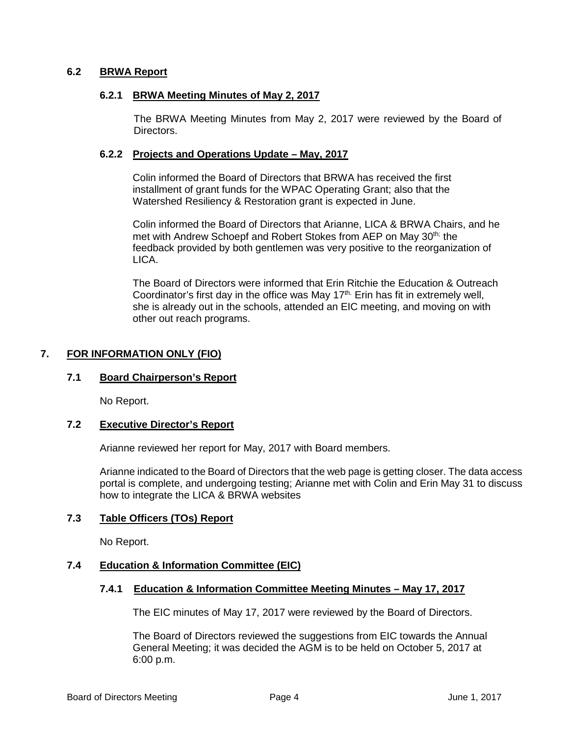### 6.2 BRWA Report

#### 6.2.1 BRWA Meeting Minutes of May 2, 2017

The BRWA Meeting Minutes from May 2, 2017 were reviewed by the Board of Directors.

#### 6.2.2 Projects and Operations Update – May, 2017

Colin informed the Board of Directors that BRWA has received the first installment of grant funds for the WPAC Operating Grant; also that the Watershed Resiliency & Restoration grant is expected in June.

Colin informed the Board of Directors that Arianne, LICA & BRWA Chairs, and he met with Andrew Schoepf and Robert Stokes from AEP on May 30th; the feedback provided by both gentlemen was very positive to the reorganization of LICA.

The Board of Directors were informed that Erin Ritchie the Education & Outreach Coordinator's first day in the office was May 17th. Erin has fit in extremely well, she is already out in the schools, attended an EIC meeting, and moving on with other out reach programs.

## 7. FOR INFORMATION ONLY (FIO)

### 7.1 Board Chairperson's Report

No Report.

### 7.2 Executive Director's Report

Arianne reviewed her report for May, 2017 with Board members.

Arianne indicated to the Board of Directors that the web page is getting closer. The data access portal is complete, and undergoing testing; Arianne met with Colin and Erin May 31 to discuss how to integrate the LICA & BRWA websites

### 7.3 Table Officers (TOs) Report

No Report.

### 7.4 Education & Information Committee (EIC)

#### 7.4.1 Education & Information Committee Meeting Minutes – May 17, 2017

The EIC minutes of May 17, 2017 were reviewed by the Board of Directors.

The Board of Directors reviewed the suggestions from EIC towards the Annual General Meeting; it was decided the AGM is to be held on October 5, 2017 at 6:00 p.m.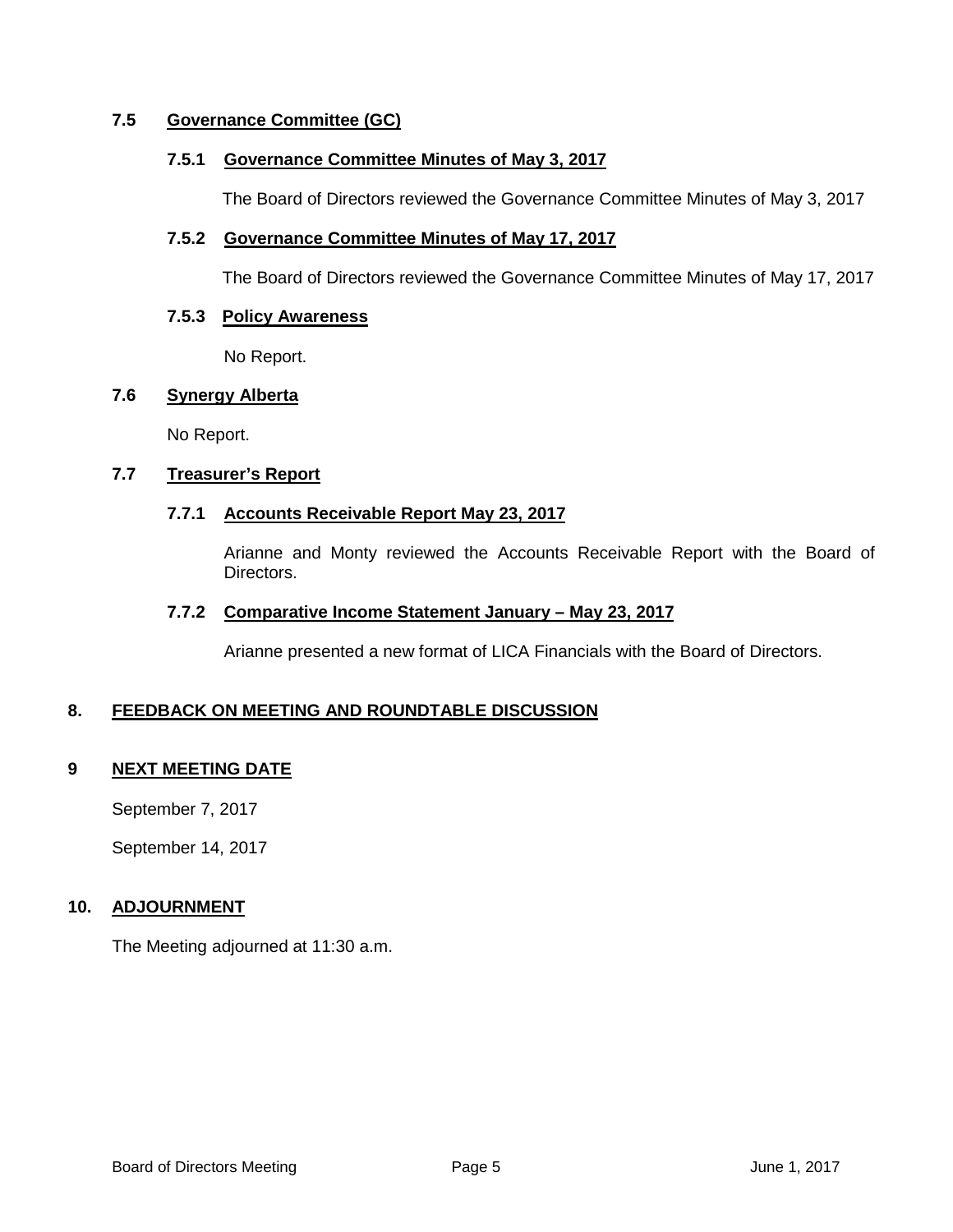### 7.5 Governance Committee (GC)

#### 7.5.1 Governance Committee Minutes of May 3, 2017

The Board of Directors reviewed the Governance Committee Minutes of May 3, 2017

#### 7.5.2 Governance Committee Minutes of May 17, 2017

The Board of Directors reviewed the Governance Committee Minutes of May 17, 2017

#### 7.5.3 Policy Awareness

No Report.

### 7.6 Synergy Alberta

No Report.

### 7.7 Treasurer's Report

#### 7.7.1 Accounts Receivable Report May 23, 2017

Arianne and Monty reviewed the Accounts Receivable Report with the Board of Directors.

#### 7.7.2 Comparative Income Statement January – May 23, 2017

Arianne presented a new format of LICA Financials with the Board of Directors.

## 8. FEEDBACK ON MEETING AND ROUNDTABLE DISCUSSION

## 9 NEXT MEETING DATE

September 7, 2017

September 14, 2017

## 10. ADJOURNMENT

The Meeting adjourned at 11:30 a.m.